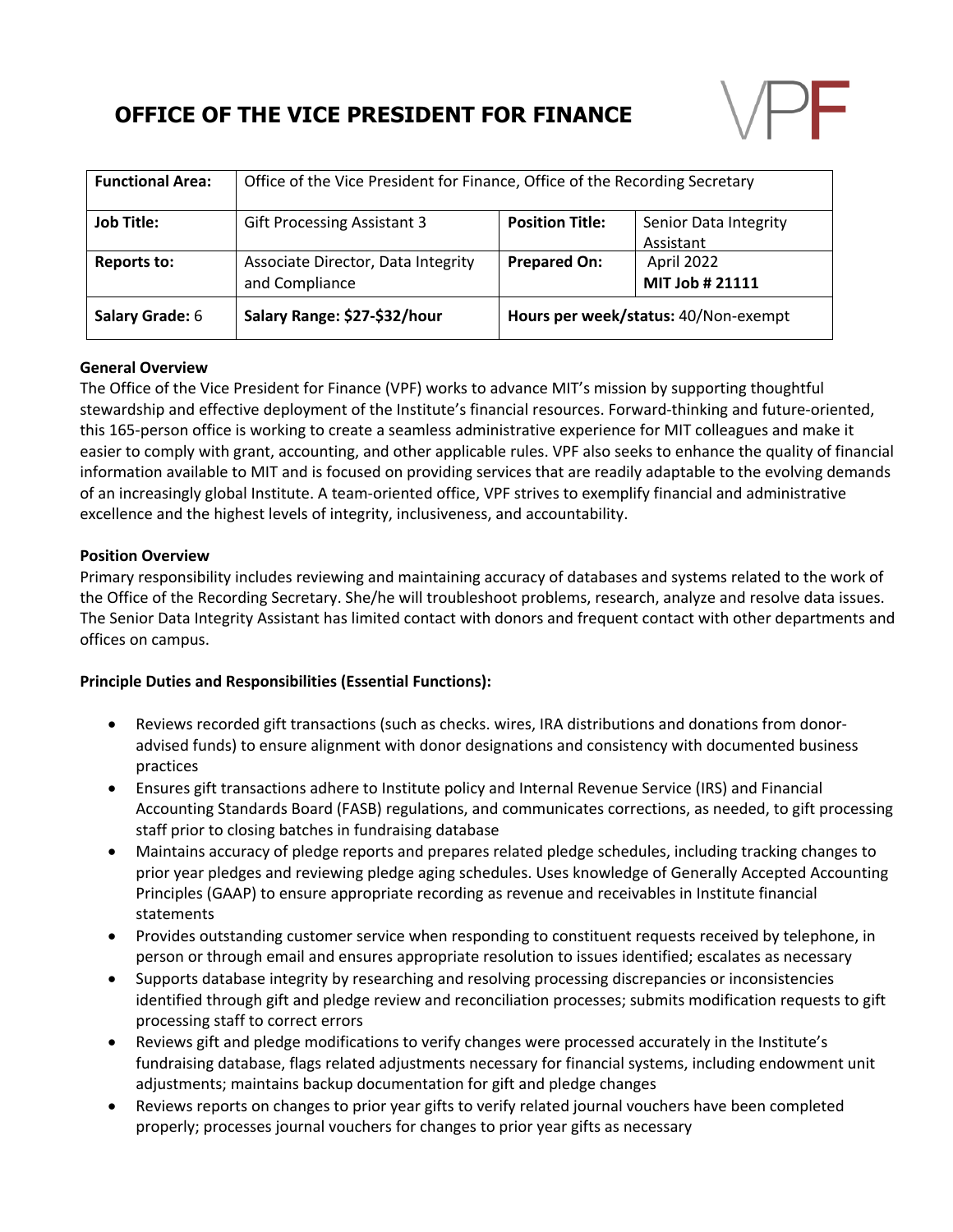# OFFICE OF THE VICE PRESIDENT FOR FINANCE

| **Functional Area:** | Office of the Vice President for Finance, Office of the Recording Secretary | | |
|---|---|---|---|
| **Job Title:** | Gift Processing Assistant 3 | **Position Title:** | Senior Data Integrity Assistant |
| **Reports to:** | Associate Director, Data Integrity and Compliance | **Prepared On:** | April 2022 **MIT Job # 21111** |
| **Salary Grade:** 6 | **Salary Range: $27-$32/hour** | **Hours per week/status:** 40/Non-exempt | |

**General Overview**

The Office of the Vice President for Finance (VPF) works to advance MIT's mission by supporting thoughtful stewardship and effective deployment of the Institute's financial resources. Forward-thinking and future-oriented, this 165-person office is working to create a seamless administrative experience for MIT colleagues and make it easier to comply with grant, accounting, and other applicable rules. VPF also seeks to enhance the quality of financial information available to MIT and is focused on providing services that are readily adaptable to the evolving demands of an increasingly global Institute. A team-oriented office, VPF strives to exemplify financial and administrative excellence and the highest levels of integrity, inclusiveness, and accountability.

**Position Overview**

Primary responsibility includes reviewing and maintaining accuracy of databases and systems related to the work of the Office of the Recording Secretary. She/he will troubleshoot problems, research, analyze and resolve data issues. The Senior Data Integrity Assistant has limited contact with donors and frequent contact with other departments and offices on campus.

**Principle Duties and Responsibilities (Essential Functions):**

- Reviews recorded gift transactions (such as checks. wires, IRA distributions and donations from donor-advised funds) to ensure alignment with donor designations and consistency with documented business practices
- Ensures gift transactions adhere to Institute policy and Internal Revenue Service (IRS) and Financial Accounting Standards Board (FASB) regulations, and communicates corrections, as needed, to gift processing staff prior to closing batches in fundraising database
- Maintains accuracy of pledge reports and prepares related pledge schedules, including tracking changes to prior year pledges and reviewing pledge aging schedules. Uses knowledge of Generally Accepted Accounting Principles (GAAP) to ensure appropriate recording as revenue and receivables in Institute financial statements
- Provides outstanding customer service when responding to constituent requests received by telephone, in person or through email and ensures appropriate resolution to issues identified; escalates as necessary
- Supports database integrity by researching and resolving processing discrepancies or inconsistencies identified through gift and pledge review and reconciliation processes; submits modification requests to gift processing staff to correct errors
- Reviews gift and pledge modifications to verify changes were processed accurately in the Institute's fundraising database, flags related adjustments necessary for financial systems, including endowment unit adjustments; maintains backup documentation for gift and pledge changes
- Reviews reports on changes to prior year gifts to verify related journal vouchers have been completed properly; processes journal vouchers for changes to prior year gifts as necessary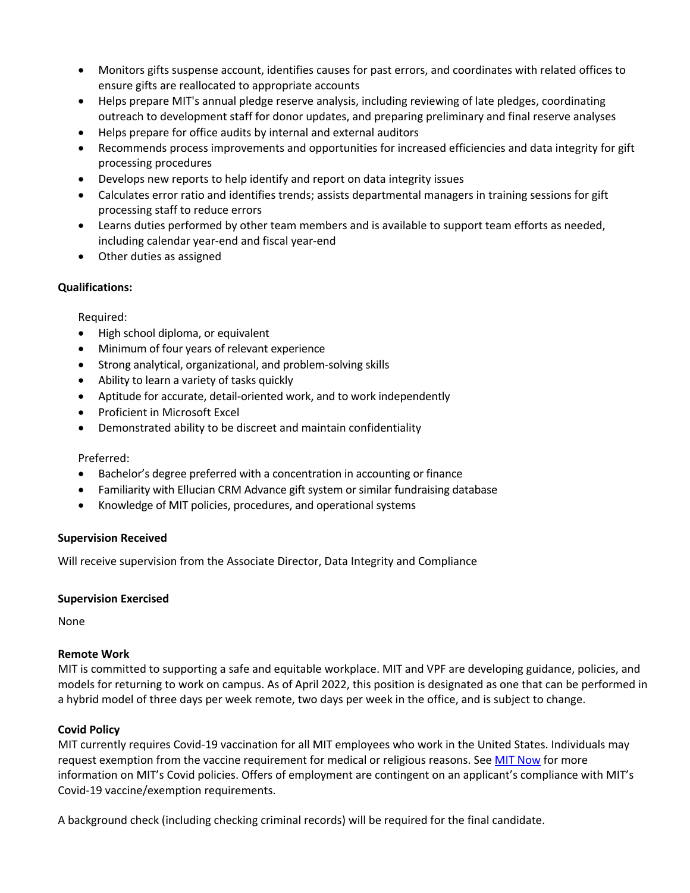- Monitors gifts suspense account, identifies causes for past errors, and coordinates with related offices to ensure gifts are reallocated to appropriate accounts
- Helps prepare MIT's annual pledge reserve analysis, including reviewing of late pledges, coordinating outreach to development staff for donor updates, and preparing preliminary and final reserve analyses
- Helps prepare for office audits by internal and external auditors
- Recommends process improvements and opportunities for increased efficiencies and data integrity for gift processing procedures
- Develops new reports to help identify and report on data integrity issues
- Calculates error ratio and identifies trends; assists departmental managers in training sessions for gift processing staff to reduce errors
- Learns duties performed by other team members and is available to support team efforts as needed, including calendar year-end and fiscal year-end
- Other duties as assigned

**Qualifications:**

Required:

- High school diploma, or equivalent
- Minimum of four years of relevant experience
- Strong analytical, organizational, and problem-solving skills
- Ability to learn a variety of tasks quickly
- Aptitude for accurate, detail-oriented work, and to work independently
- Proficient in Microsoft Excel
- Demonstrated ability to be discreet and maintain confidentiality

Preferred:

- Bachelor's degree preferred with a concentration in accounting or finance
- Familiarity with Ellucian CRM Advance gift system or similar fundraising database
- Knowledge of MIT policies, procedures, and operational systems

**Supervision Received**

Will receive supervision from the Associate Director, Data Integrity and Compliance

**Supervision Exercised**

None

**Remote Work**

MIT is committed to supporting a safe and equitable workplace. MIT and VPF are developing guidance, policies, and models for returning to work on campus. As of April 2022, this position is designated as one that can be performed in a hybrid model of three days per week remote, two days per week in the office, and is subject to change.

**Covid Policy**

MIT currently requires Covid-19 vaccination for all MIT employees who work in the United States. Individuals may request exemption from the vaccine requirement for medical or religious reasons. See [MIT Now] for more information on MIT's Covid policies. Offers of employment are contingent on an applicant's compliance with MIT's Covid-19 vaccine/exemption requirements.

A background check (including checking criminal records) will be required for the final candidate.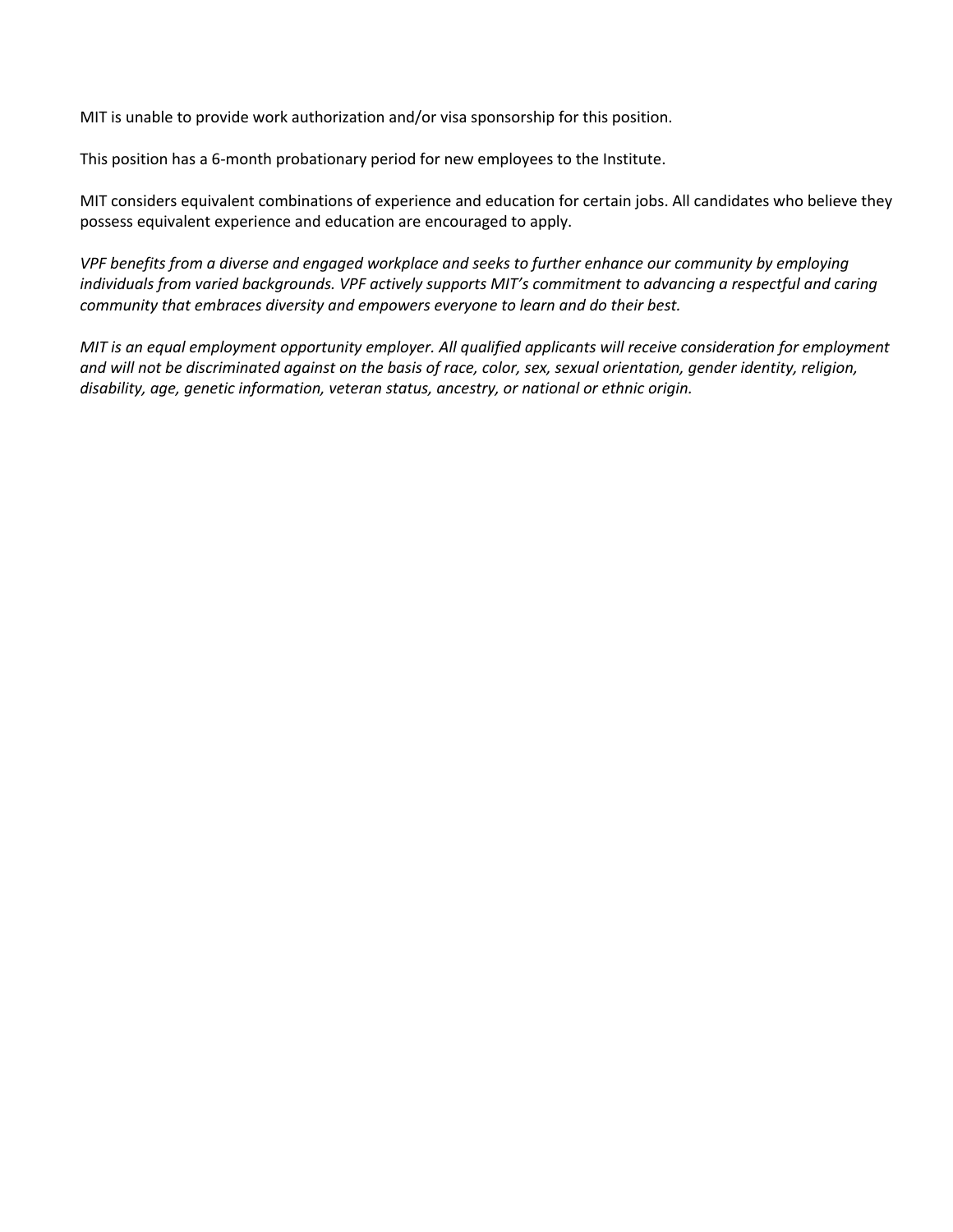MIT is unable to provide work authorization and/or visa sponsorship for this position.

This position has a 6-month probationary period for new employees to the Institute.

MIT considers equivalent combinations of experience and education for certain jobs. All candidates who believe they possess equivalent experience and education are encouraged to apply.

*VPF benefits from a diverse and engaged workplace and seeks to further enhance our community by employing individuals from varied backgrounds. VPF actively supports MIT's commitment to advancing a respectful and caring community that embraces diversity and empowers everyone to learn and do their best.*

*MIT is an equal employment opportunity employer. All qualified applicants will receive consideration for employment and will not be discriminated against on the basis of race, color, sex, sexual orientation, gender identity, religion, disability, age, genetic information, veteran status, ancestry, or national or ethnic origin.*